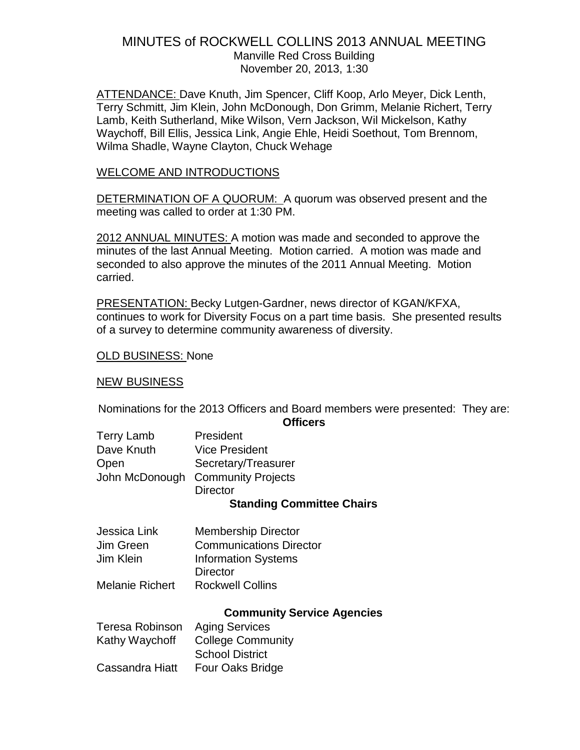# MINUTES of ROCKWELL COLLINS 2013 ANNUAL MEETING

Manville Red Cross Building
November 20, 2013, 1:30

ATTENDANCE: Dave Knuth, Jim Spencer, Cliff Koop, Arlo Meyer, Dick Lenth, Terry Schmitt, Jim Klein, John McDonough, Don Grimm, Melanie Richert, Terry Lamb, Keith Sutherland, Mike Wilson, Vern Jackson, Wil Mickelson, Kathy Waychoff, Bill Ellis, Jessica Link, Angie Ehle, Heidi Soethout, Tom Brennom, Wilma Shadle, Wayne Clayton, Chuck Wehage

WELCOME AND INTRODUCTIONS

DETERMINATION OF A QUORUM: A quorum was observed present and the meeting was called to order at 1:30 PM.

2012 ANNUAL MINUTES: A motion was made and seconded to approve the minutes of the last Annual Meeting. Motion carried. A motion was made and seconded to also approve the minutes of the 2011 Annual Meeting. Motion carried.

PRESENTATION: Becky Lutgen-Gardner, news director of KGAN/KFXA, continues to work for Diversity Focus on a part time basis. She presented results of a survey to determine community awareness of diversity.

OLD BUSINESS: None

NEW BUSINESS

Nominations for the 2013 Officers and Board members were presented: They are:

**Officers**

| | |
|---|---|
| Terry Lamb | President |
| Dave Knuth | Vice President |
| Open | Secretary/Treasurer |
| John McDonough | Community Projects Director |

**Standing Committee Chairs**

| | |
|---|---|
| Jessica Link | Membership Director |
| Jim Green | Communications Director |
| Jim Klein | Information Systems Director |
| Melanie Richert | Rockwell Collins |

**Community Service Agencies**

| | |
|---|---|
| Teresa Robinson | Aging Services |
| Kathy Waychoff | College Community School District |
| Cassandra Hiatt | Four Oaks Bridge |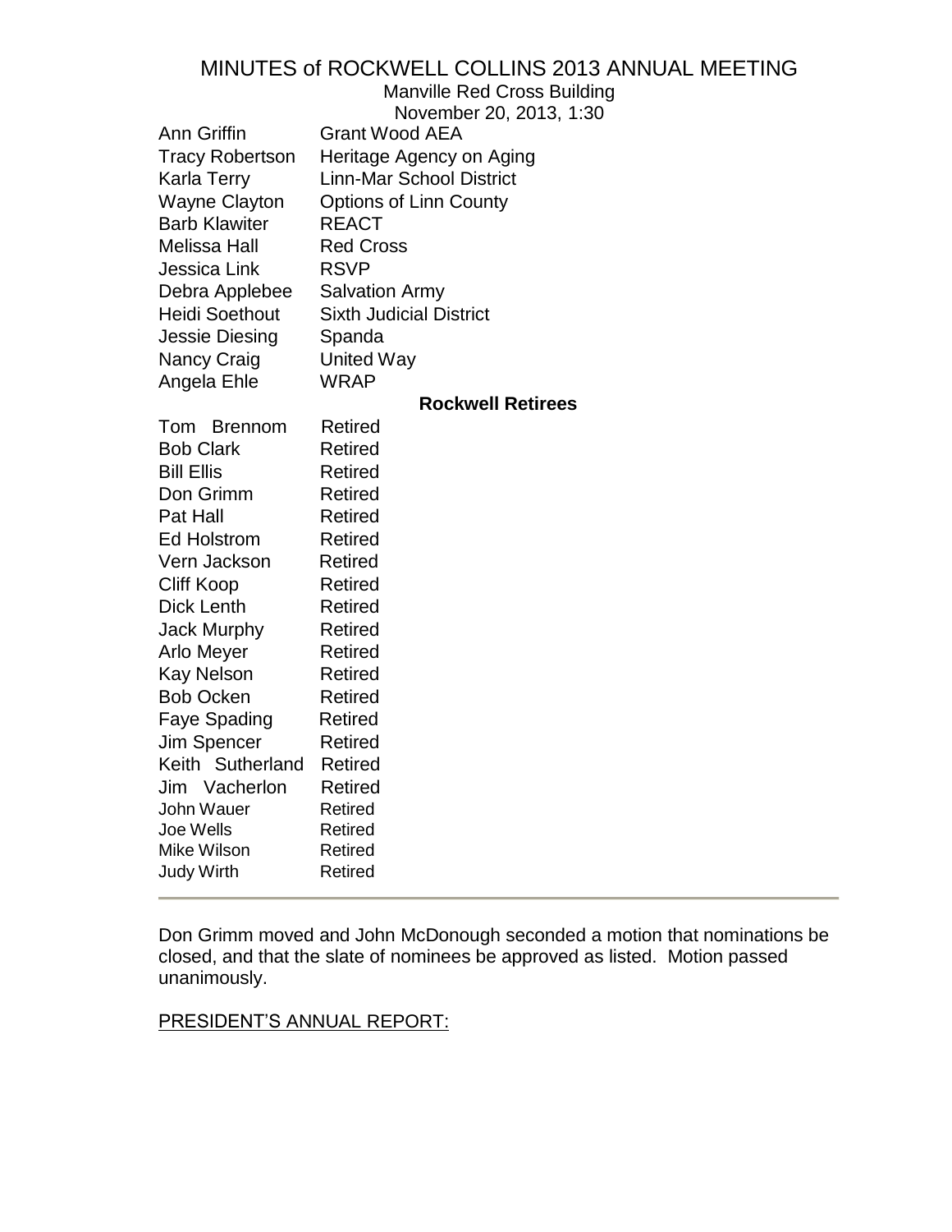# MINUTES of ROCKWELL COLLINS 2013 ANNUAL MEETING

Manville Red Cross Building
November 20, 2013, 1:30

| | |
|---|---|
| Ann Griffin | Grant Wood AEA |
| Tracy Robertson | Heritage Agency on Aging |
| Karla Terry | Linn-Mar School District |
| Wayne Clayton | Options of Linn County |
| Barb Klawiter | REACT |
| Melissa Hall | Red Cross |
| Jessica Link | RSVP |
| Debra Applebee | Salvation Army |
| Heidi Soethout | Sixth Judicial District |
| Jessie Diesing | Spanda |
| Nancy Craig | United Way |
| Angela Ehle | WRAP |

**Rockwell Retirees**

| | |
|---|---|
| Tom Brennom | Retired |
| Bob Clark | Retired |
| Bill Ellis | Retired |
| Don Grimm | Retired |
| Pat Hall | Retired |
| Ed Holstrom | Retired |
| Vern Jackson | Retired |
| Cliff Koop | Retired |
| Dick Lenth | Retired |
| Jack Murphy | Retired |
| Arlo Meyer | Retired |
| Kay Nelson | Retired |
| Bob Ocken | Retired |
| Faye Spading | Retired |
| Jim Spencer | Retired |
| Keith Sutherland | Retired |
| Jim Vacherlon | Retired |
| John Wauer | Retired |
| Joe Wells | Retired |
| Mike Wilson | Retired |
| Judy Wirth | Retired |

---

Don Grimm moved and John McDonough seconded a motion that nominations be closed, and that the slate of nominees be approved as listed. Motion passed unanimously.

PRESIDENT'S ANNUAL REPORT: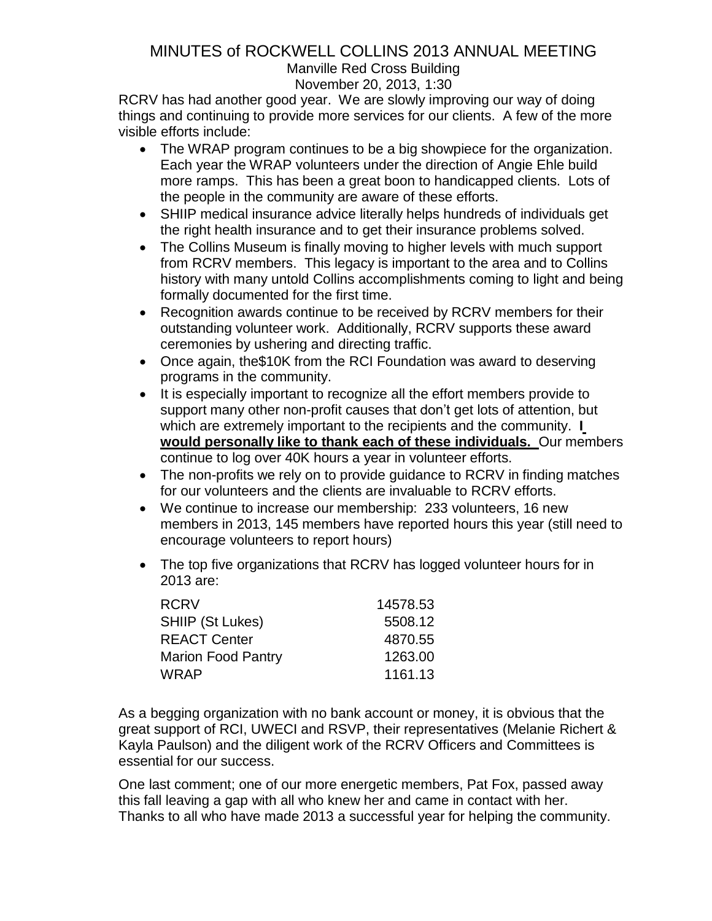# MINUTES of ROCKWELL COLLINS 2013 ANNUAL MEETING

Manville Red Cross Building

November 20, 2013, 1:30

RCRV has had another good year. We are slowly improving our way of doing things and continuing to provide more services for our clients. A few of the more visible efforts include:

- The WRAP program continues to be a big showpiece for the organization. Each year the WRAP volunteers under the direction of Angie Ehle build more ramps. This has been a great boon to handicapped clients. Lots of the people in the community are aware of these efforts.
- SHIIP medical insurance advice literally helps hundreds of individuals get the right health insurance and to get their insurance problems solved.
- The Collins Museum is finally moving to higher levels with much support from RCRV members. This legacy is important to the area and to Collins history with many untold Collins accomplishments coming to light and being formally documented for the first time.
- Recognition awards continue to be received by RCRV members for their outstanding volunteer work. Additionally, RCRV supports these award ceremonies by ushering and directing traffic.
- Once again, the$10K from the RCI Foundation was award to deserving programs in the community.
- It is especially important to recognize all the effort members provide to support many other non-profit causes that don't get lots of attention, but which are extremely important to the recipients and the community. **I would personally like to thank each of these individuals.** Our members continue to log over 40K hours a year in volunteer efforts.
- The non-profits we rely on to provide guidance to RCRV in finding matches for our volunteers and the clients are invaluable to RCRV efforts.
- We continue to increase our membership: 233 volunteers, 16 new members in 2013, 145 members have reported hours this year (still need to encourage volunteers to report hours)
- The top five organizations that RCRV has logged volunteer hours for in 2013 are:

| | |
|---|---|
| RCRV | 14578.53 |
| SHIIP (St Lukes) | 5508.12 |
| REACT Center | 4870.55 |
| Marion Food Pantry | 1263.00 |
| WRAP | 1161.13 |

As a begging organization with no bank account or money, it is obvious that the great support of RCI, UWECI and RSVP, their representatives (Melanie Richert & Kayla Paulson) and the diligent work of the RCRV Officers and Committees is essential for our success.

One last comment; one of our more energetic members, Pat Fox, passed away this fall leaving a gap with all who knew her and came in contact with her. Thanks to all who have made 2013 a successful year for helping the community.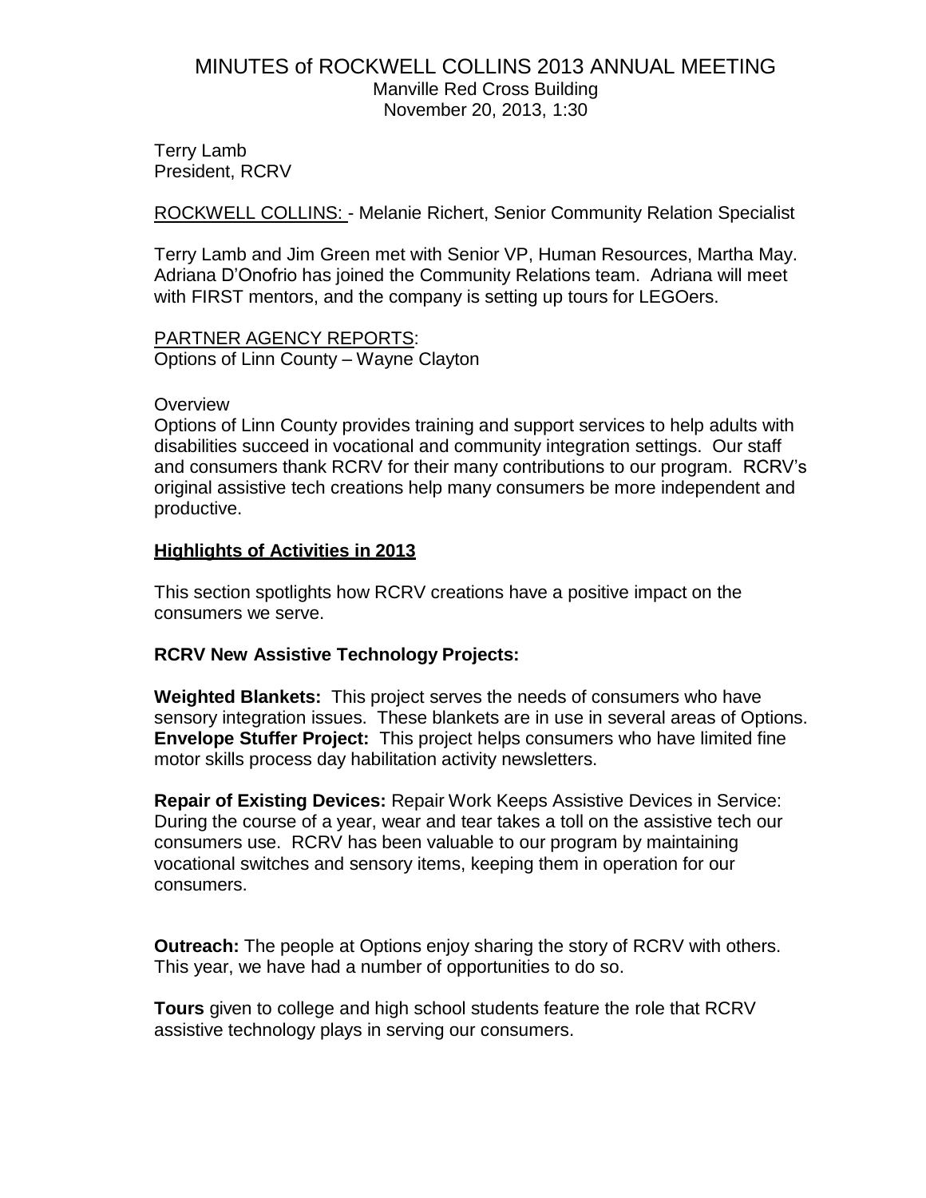# MINUTES of ROCKWELL COLLINS 2013 ANNUAL MEETING

Manville Red Cross Building
November 20, 2013, 1:30

Terry Lamb
President, RCRV

ROCKWELL COLLINS: - Melanie Richert, Senior Community Relation Specialist

Terry Lamb and Jim Green met with Senior VP, Human Resources, Martha May. Adriana D'Onofrio has joined the Community Relations team. Adriana will meet with FIRST mentors, and the company is setting up tours for LEGOers.

PARTNER AGENCY REPORTS:
Options of Linn County – Wayne Clayton

Overview
Options of Linn County provides training and support services to help adults with disabilities succeed in vocational and community integration settings. Our staff and consumers thank RCRV for their many contributions to our program. RCRV's original assistive tech creations help many consumers be more independent and productive.

**Highlights of Activities in 2013**

This section spotlights how RCRV creations have a positive impact on the consumers we serve.

**RCRV New Assistive Technology Projects:**

**Weighted Blankets:** This project serves the needs of consumers who have sensory integration issues. These blankets are in use in several areas of Options.
**Envelope Stuffer Project:** This project helps consumers who have limited fine motor skills process day habilitation activity newsletters.

**Repair of Existing Devices:** Repair Work Keeps Assistive Devices in Service: During the course of a year, wear and tear takes a toll on the assistive tech our consumers use. RCRV has been valuable to our program by maintaining vocational switches and sensory items, keeping them in operation for our consumers.

**Outreach:** The people at Options enjoy sharing the story of RCRV with others. This year, we have had a number of opportunities to do so.

**Tours** given to college and high school students feature the role that RCRV assistive technology plays in serving our consumers.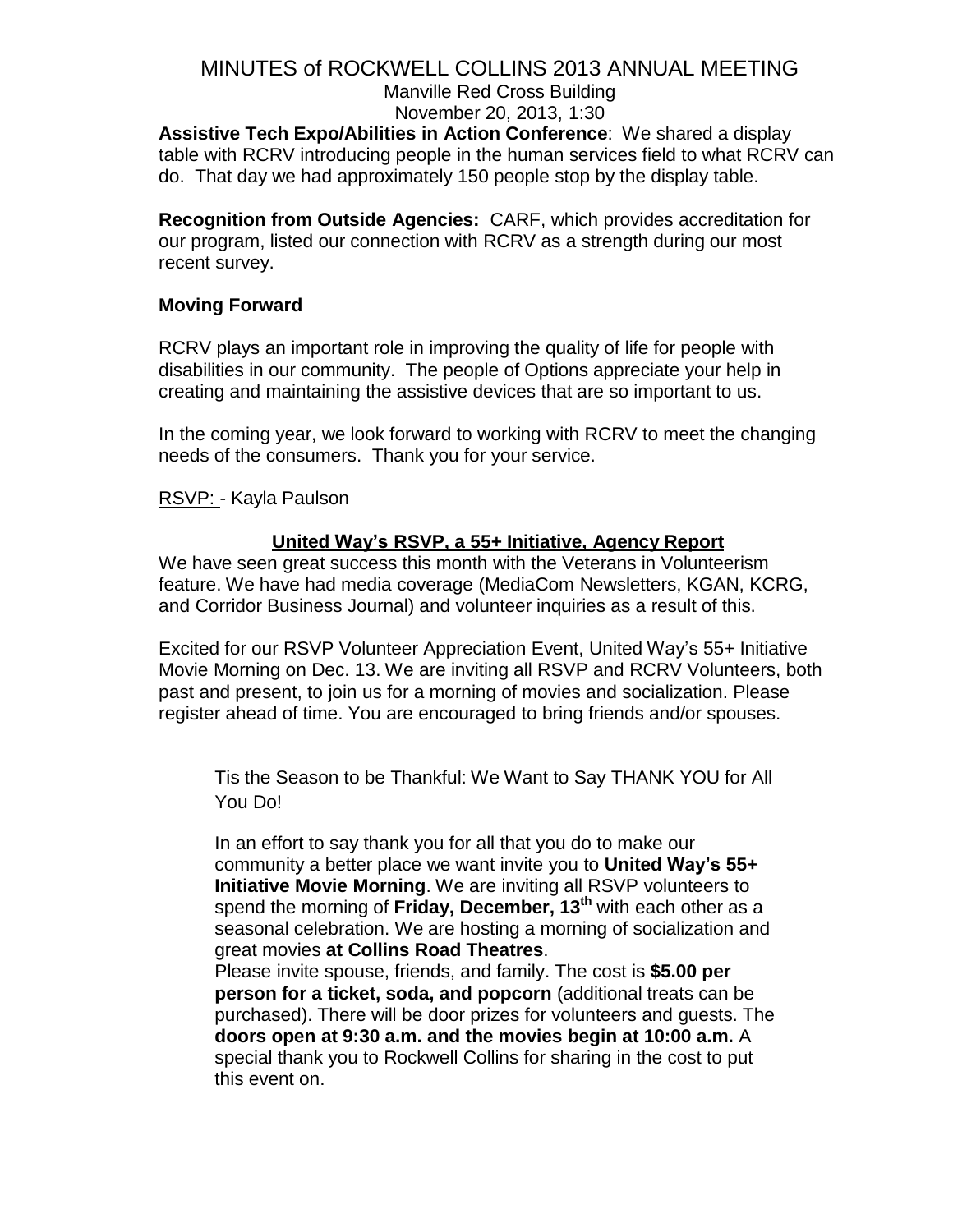**Assistive Tech Expo/Abilities in Action Conference**: We shared a display table with RCRV introducing people in the human services field to what RCRV can do. That day we had approximately 150 people stop by the display table.

**Recognition from Outside Agencies:** CARF, which provides accreditation for our program, listed our connection with RCRV as a strength during our most recent survey.

**Moving Forward**

RCRV plays an important role in improving the quality of life for people with disabilities in our community. The people of Options appreciate your help in creating and maintaining the assistive devices that are so important to us.

In the coming year, we look forward to working with RCRV to meet the changing needs of the consumers. Thank you for your service.

RSVP: - Kayla Paulson

**United Way's RSVP, a 55+ Initiative, Agency Report**

We have seen great success this month with the Veterans in Volunteerism feature. We have had media coverage (MediaCom Newsletters, KGAN, KCRG, and Corridor Business Journal) and volunteer inquiries as a result of this.

Excited for our RSVP Volunteer Appreciation Event, United Way's 55+ Initiative Movie Morning on Dec. 13. We are inviting all RSVP and RCRV Volunteers, both past and present, to join us for a morning of movies and socialization. Please register ahead of time. You are encouraged to bring friends and/or spouses.

> Tis the Season to be Thankful: We Want to Say THANK YOU for All You Do!
>
> In an effort to say thank you for all that you do to make our community a better place we want invite you to **United Way's 55+ Initiative Movie Morning**. We are inviting all RSVP volunteers to spend the morning of **Friday, December, 13th** with each other as a seasonal celebration. We are hosting a morning of socialization and great movies **at Collins Road Theatres**.
> Please invite spouse, friends, and family. The cost is **$5.00 per person for a ticket, soda, and popcorn** (additional treats can be purchased). There will be door prizes for volunteers and guests. The **doors open at 9:30 a.m. and the movies begin at 10:00 a.m.** A special thank you to Rockwell Collins for sharing in the cost to put this event on.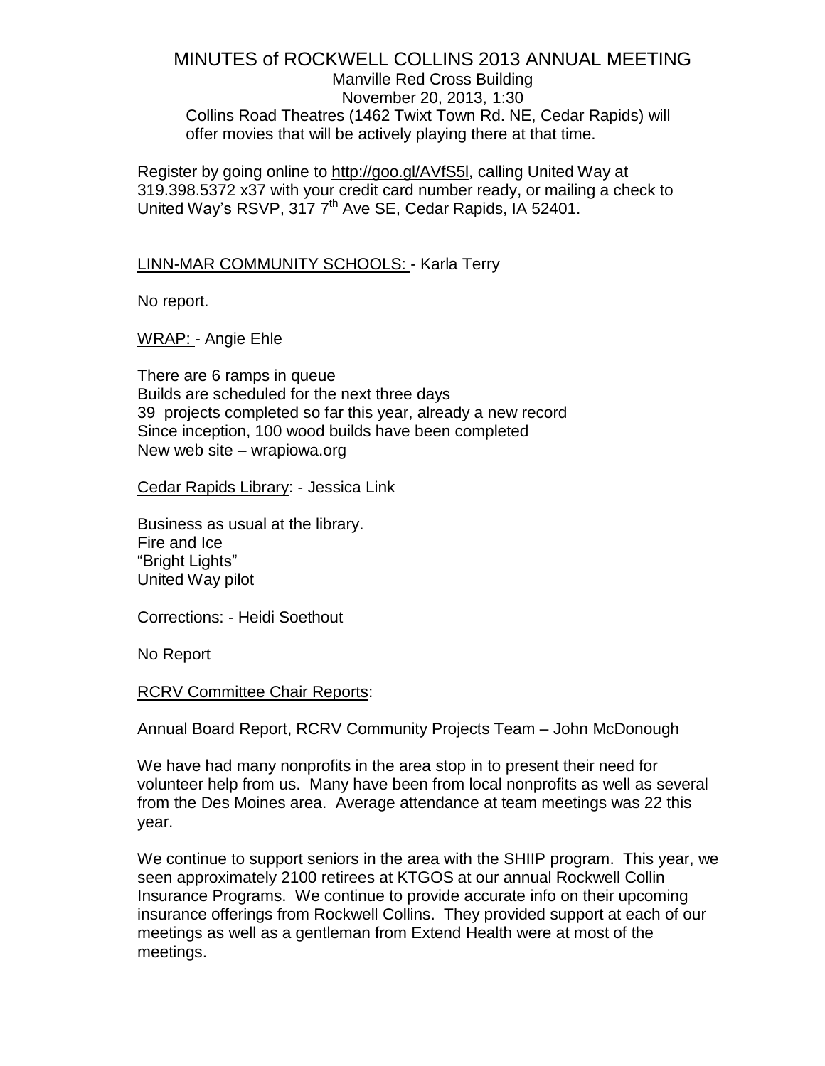MINUTES of ROCKWELL COLLINS 2013 ANNUAL MEETING
Manville Red Cross Building
November 20, 2013, 1:30

Collins Road Theatres (1462 Twixt Town Rd. NE, Cedar Rapids) will offer movies that will be actively playing there at that time.

Register by going online to http://goo.gl/AVfS5l, calling United Way at 319.398.5372 x37 with your credit card number ready, or mailing a check to United Way's RSVP, 317 7th Ave SE, Cedar Rapids, IA 52401.

LINN-MAR COMMUNITY SCHOOLS: - Karla Terry

No report.

WRAP: - Angie Ehle

There are 6 ramps in queue
Builds are scheduled for the next three days
39 projects completed so far this year, already a new record
Since inception, 100 wood builds have been completed
New web site – wrapiowa.org

Cedar Rapids Library: - Jessica Link

Business as usual at the library.
Fire and Ice
"Bright Lights"
United Way pilot

Corrections: - Heidi Soethout

No Report

RCRV Committee Chair Reports:

Annual Board Report, RCRV Community Projects Team – John McDonough

We have had many nonprofits in the area stop in to present their need for volunteer help from us. Many have been from local nonprofits as well as several from the Des Moines area. Average attendance at team meetings was 22 this year.

We continue to support seniors in the area with the SHIIP program. This year, we seen approximately 2100 retirees at KTGOS at our annual Rockwell Collin Insurance Programs. We continue to provide accurate info on their upcoming insurance offerings from Rockwell Collins. They provided support at each of our meetings as well as a gentleman from Extend Health were at most of the meetings.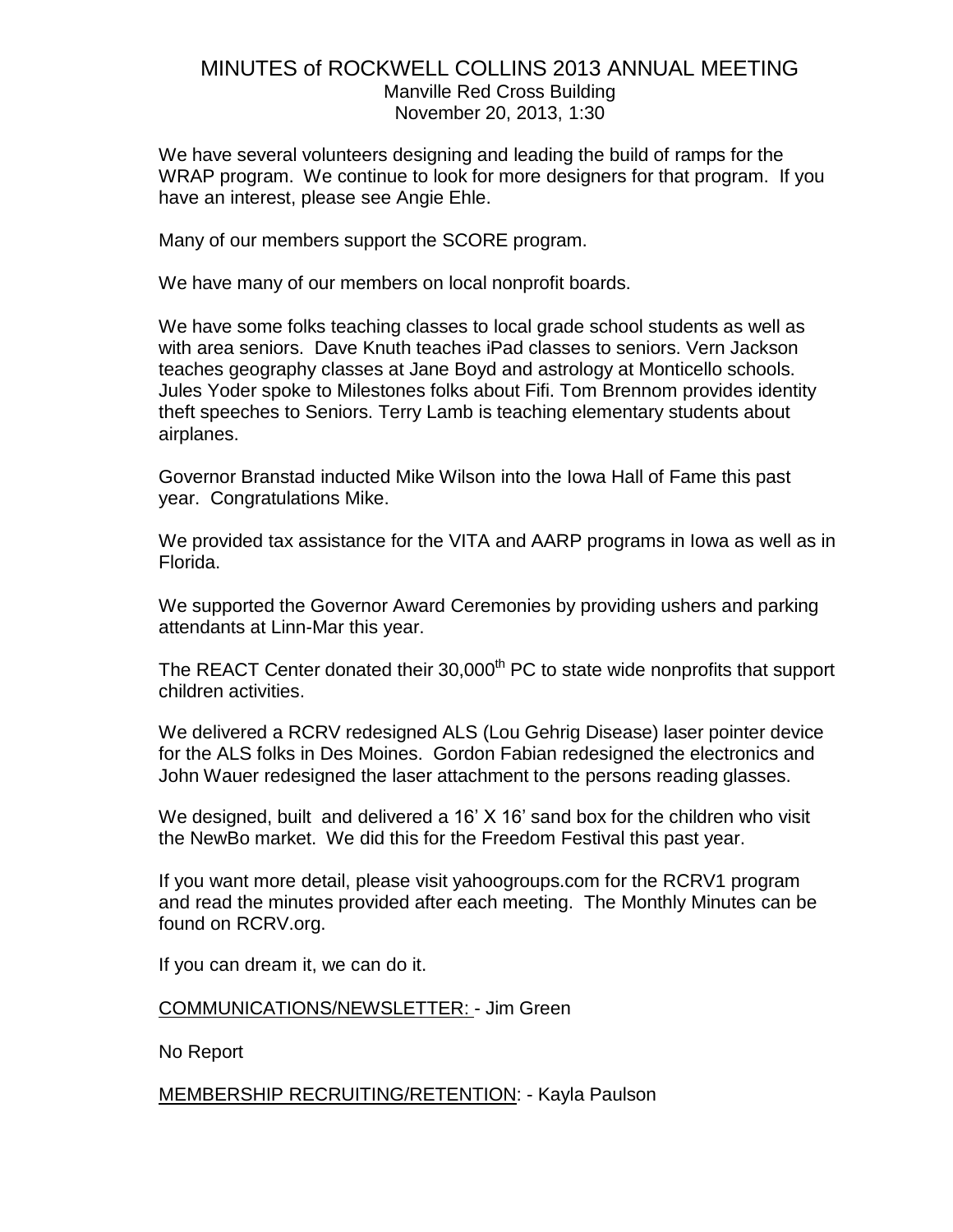MINUTES of ROCKWELL COLLINS 2013 ANNUAL MEETING
Manville Red Cross Building
November 20, 2013, 1:30

We have several volunteers designing and leading the build of ramps for the WRAP program. We continue to look for more designers for that program. If you have an interest, please see Angie Ehle.

Many of our members support the SCORE program.

We have many of our members on local nonprofit boards.

We have some folks teaching classes to local grade school students as well as with area seniors. Dave Knuth teaches iPad classes to seniors. Vern Jackson teaches geography classes at Jane Boyd and astrology at Monticello schools. Jules Yoder spoke to Milestones folks about Fifi. Tom Brennom provides identity theft speeches to Seniors. Terry Lamb is teaching elementary students about airplanes.

Governor Branstad inducted Mike Wilson into the Iowa Hall of Fame this past year. Congratulations Mike.

We provided tax assistance for the VITA and AARP programs in Iowa as well as in Florida.

We supported the Governor Award Ceremonies by providing ushers and parking attendants at Linn-Mar this year.

The REACT Center donated their 30,000th PC to state wide nonprofits that support children activities.

We delivered a RCRV redesigned ALS (Lou Gehrig Disease) laser pointer device for the ALS folks in Des Moines. Gordon Fabian redesigned the electronics and John Wauer redesigned the laser attachment to the persons reading glasses.

We designed, built and delivered a 16' X 16' sand box for the children who visit the NewBo market. We did this for the Freedom Festival this past year.

If you want more detail, please visit yahoogroups.com for the RCRV1 program and read the minutes provided after each meeting. The Monthly Minutes can be found on RCRV.org.

If you can dream it, we can do it.

<u>COMMUNICATIONS/NEWSLETTER: </u>- Jim Green

No Report

<u>MEMBERSHIP RECRUITING/RETENTION</u>: - Kayla Paulson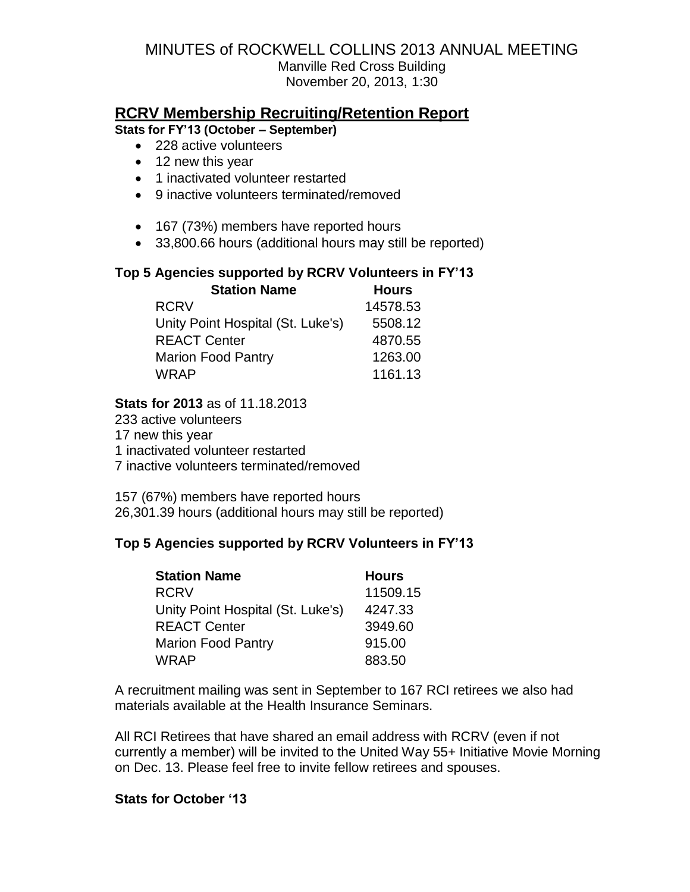MINUTES of ROCKWELL COLLINS 2013 ANNUAL MEETING
Manville Red Cross Building
November 20, 2013, 1:30

## RCRV Membership Recruiting/Retention Report

**Stats for FY'13 (October – September)**

- 228 active volunteers
- 12 new this year
- 1 inactivated volunteer restarted
- 9 inactive volunteers terminated/removed

- 167 (73%) members have reported hours
- 33,800.66 hours (additional hours may still be reported)

**Top 5 Agencies supported by RCRV Volunteers in FY'13**

| Station Name | Hours |
|---|---|
| RCRV | 14578.53 |
| Unity Point Hospital (St. Luke's) | 5508.12 |
| REACT Center | 4870.55 |
| Marion Food Pantry | 1263.00 |
| WRAP | 1161.13 |

**Stats for 2013** as of 11.18.2013

233 active volunteers
17 new this year
1 inactivated volunteer restarted
7 inactive volunteers terminated/removed

157 (67%) members have reported hours
26,301.39 hours (additional hours may still be reported)

**Top 5 Agencies supported by RCRV Volunteers in FY'13**

| Station Name | Hours |
|---|---|
| RCRV | 11509.15 |
| Unity Point Hospital (St. Luke's) | 4247.33 |
| REACT Center | 3949.60 |
| Marion Food Pantry | 915.00 |
| WRAP | 883.50 |

A recruitment mailing was sent in September to 167 RCI retirees we also had materials available at the Health Insurance Seminars.

All RCI Retirees that have shared an email address with RCRV (even if not currently a member) will be invited to the United Way 55+ Initiative Movie Morning on Dec. 13. Please feel free to invite fellow retirees and spouses.

**Stats for October '13**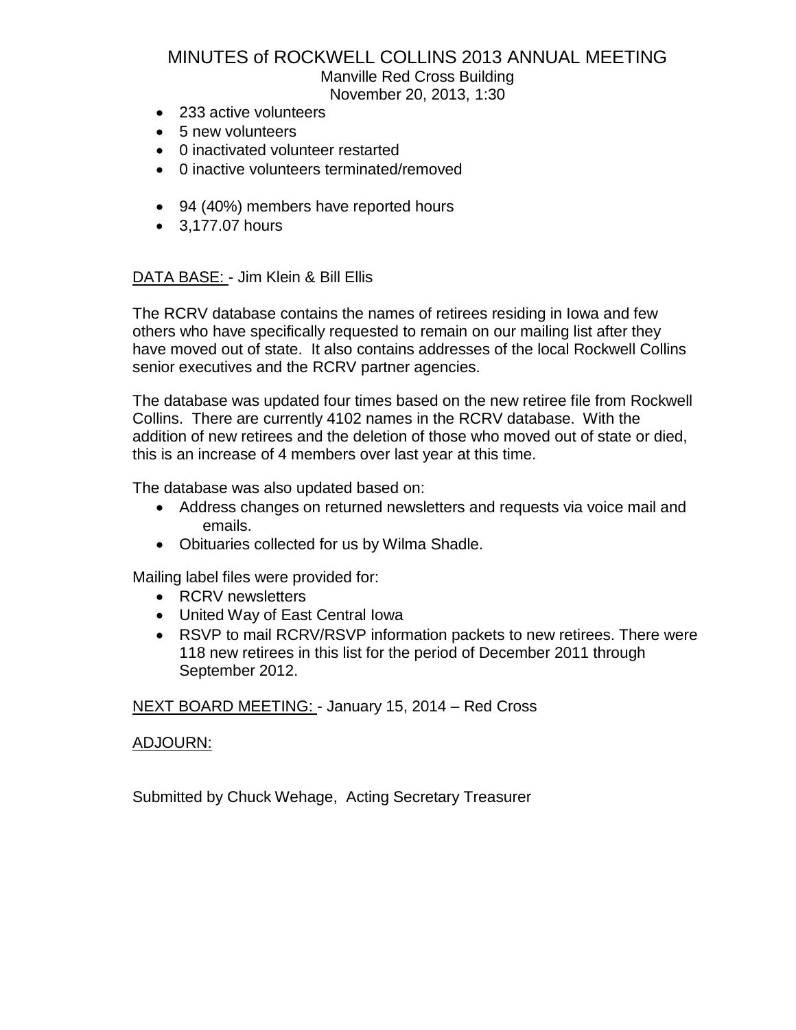- 233 active volunteers
- 5 new volunteers
- 0 inactivated volunteer restarted
- 0 inactive volunteers terminated/removed

- 94 (40%) members have reported hours
- 3,177.07 hours

DATA BASE: - Jim Klein & Bill Ellis

The RCRV database contains the names of retirees residing in Iowa and few others who have specifically requested to remain on our mailing list after they have moved out of state. It also contains addresses of the local Rockwell Collins senior executives and the RCRV partner agencies.

The database was updated four times based on the new retiree file from Rockwell Collins. There are currently 4102 names in the RCRV database. With the addition of new retirees and the deletion of those who moved out of state or died, this is an increase of 4 members over last year at this time.

The database was also updated based on:

- Address changes on returned newsletters and requests via voice mail and emails.
- Obituaries collected for us by Wilma Shadle.

Mailing label files were provided for:

- RCRV newsletters
- United Way of East Central Iowa
- RSVP to mail RCRV/RSVP information packets to new retirees. There were 118 new retirees in this list for the period of December 2011 through September 2012.

NEXT BOARD MEETING: - January 15, 2014 – Red Cross

ADJOURN:

Submitted by Chuck Wehage, Acting Secretary Treasurer